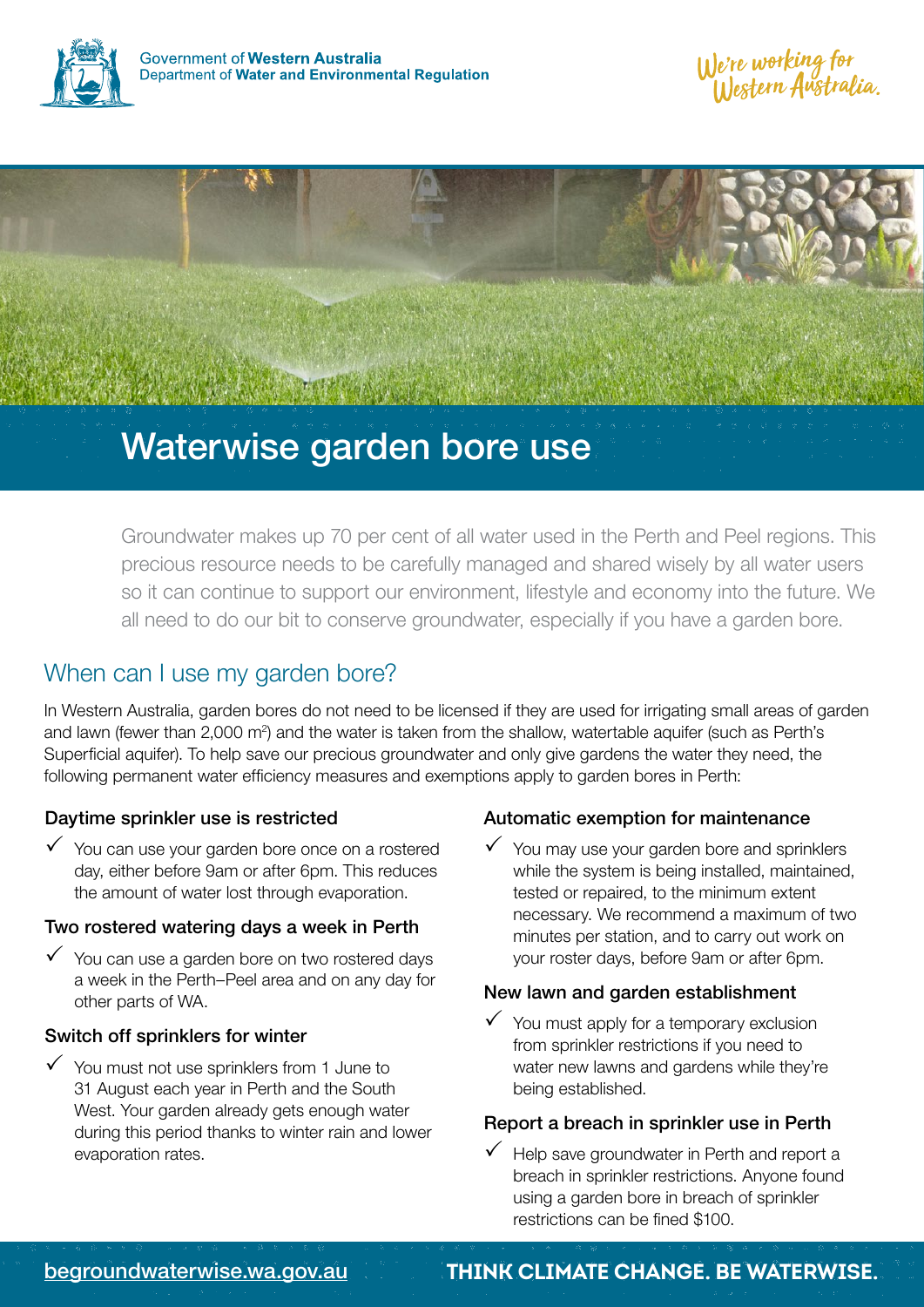Government of **Western Australia**
Department of **Water and Environmental Regulation**

*We're working for Western Australia.*

# Waterwise garden bore use

Groundwater makes up 70 per cent of all water used in the Perth and Peel regions. This precious resource needs to be carefully managed and shared wisely by all water users so it can continue to support our environment, lifestyle and economy into the future. We all need to do our bit to conserve groundwater, especially if you have a garden bore.

## When can I use my garden bore?

In Western Australia, garden bores do not need to be licensed if they are used for irrigating small areas of garden and lawn (fewer than 2,000 $m^2$) and the water is taken from the shallow, watertable aquifer (such as Perth's Superficial aquifer). To help save our precious groundwater and only give gardens the water they need, the following permanent water efficiency measures and exemptions apply to garden bores in Perth:

### Daytime sprinkler use is restricted

- ✓ You can use your garden bore once on a rostered day, either before 9am or after 6pm. This reduces the amount of water lost through evaporation.

### Two rostered watering days a week in Perth

- ✓ You can use a garden bore on two rostered days a week in the Perth–Peel area and on any day for other parts of WA.

### Switch off sprinklers for winter

- ✓ You must not use sprinklers from 1 June to 31 August each year in Perth and the South West. Your garden already gets enough water during this period thanks to winter rain and lower evaporation rates.

### Automatic exemption for maintenance

- ✓ You may use your garden bore and sprinklers while the system is being installed, maintained, tested or repaired, to the minimum extent necessary. We recommend a maximum of two minutes per station, and to carry out work on your roster days, before 9am or after 6pm.

### New lawn and garden establishment

- ✓ You must apply for a temporary exclusion from sprinkler restrictions if you need to water new lawns and gardens while they're being established.

### Report a breach in sprinkler use in Perth

- ✓ Help save groundwater in Perth and report a breach in sprinkler restrictions. Anyone found using a garden bore in breach of sprinkler restrictions can be fined $100.

begroundwaterwise.wa.gov.au

**THINK CLIMATE CHANGE. BE WATERWISE.**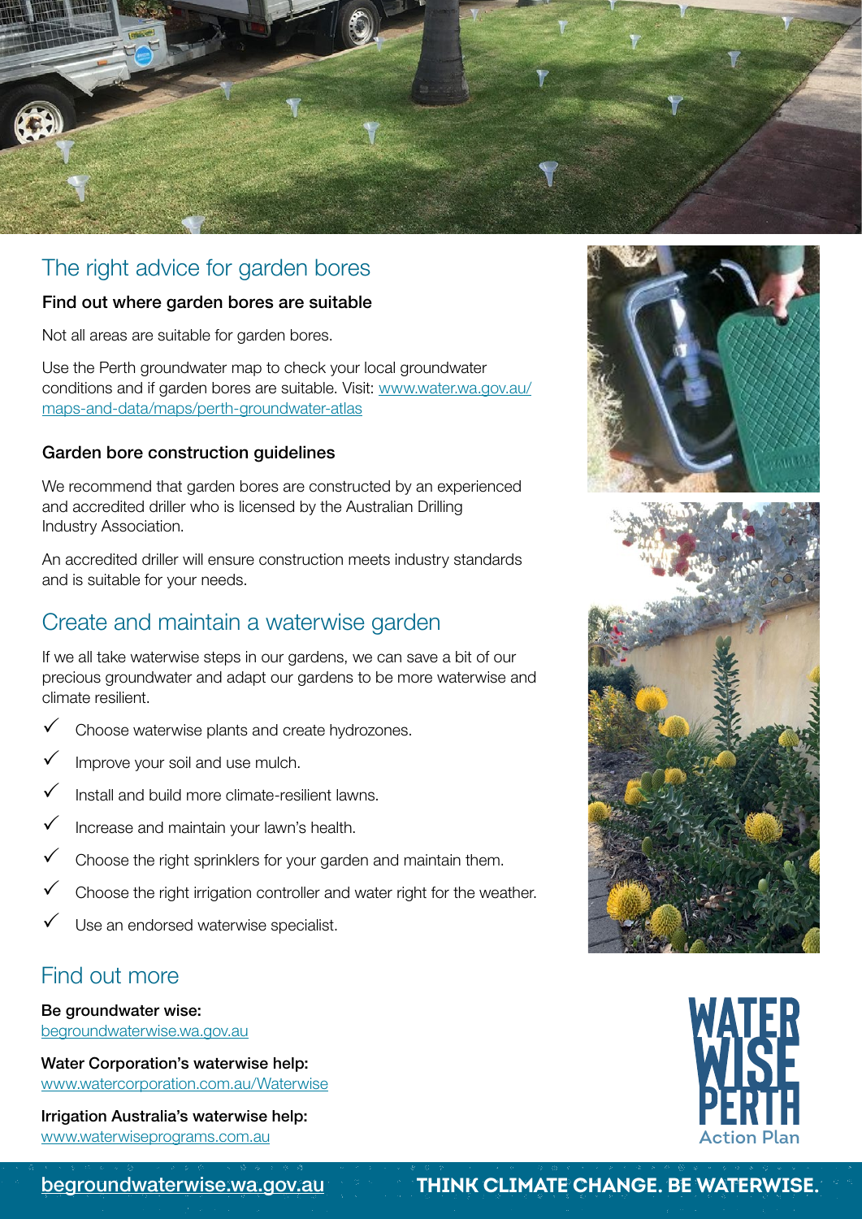## The right advice for garden bores

**Find out where garden bores are suitable**

Not all areas are suitable for garden bores.

Use the Perth groundwater map to check your local groundwater conditions and if garden bores are suitable. Visit: www.water.wa.gov.au/maps-and-data/maps/perth-groundwater-atlas

**Garden bore construction guidelines**

We recommend that garden bores are constructed by an experienced and accredited driller who is licensed by the Australian Drilling Industry Association.

An accredited driller will ensure construction meets industry standards and is suitable for your needs.

## Create and maintain a waterwise garden

If we all take waterwise steps in our gardens, we can save a bit of our precious groundwater and adapt our gardens to be more waterwise and climate resilient.

- ✓ Choose waterwise plants and create hydrozones.
- ✓ Improve your soil and use mulch.
- ✓ Install and build more climate-resilient lawns.
- ✓ Increase and maintain your lawn's health.
- ✓ Choose the right sprinklers for your garden and maintain them.
- ✓ Choose the right irrigation controller and water right for the weather.
- ✓ Use an endorsed waterwise specialist.

## Find out more

**Be groundwater wise:**
begroundwaterwise.wa.gov.au

**Water Corporation's waterwise help:**
www.watercorporation.com.au/Waterwise

**Irrigation Australia's waterwise help:**
www.waterwiseprograms.com.au

WATER WISE PERTH Action Plan

begroundwaterwise.wa.gov.au

THINK CLIMATE CHANGE. BE WATERWISE.